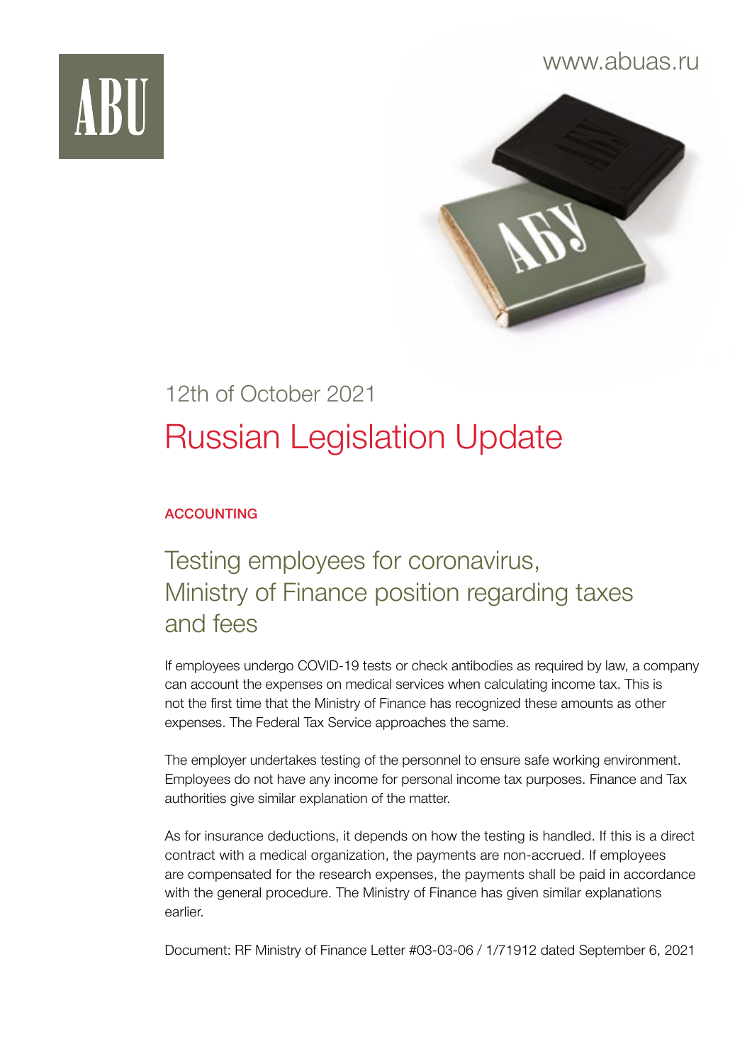ABU

www.abuas.ru

12th of October 2021

# Russian Legislation Update

## ACCOUNTING

### Testing employees for coronavirus, Ministry of Finance position regarding taxes and fees

If employees undergo COVID-19 tests or check antibodies as required by law, a company can account the expenses on medical services when calculating income tax. This is not the first time that the Ministry of Finance has recognized these amounts as other expenses. The Federal Tax Service approaches the same.

The employer undertakes testing of the personnel to ensure safe working environment. Employees do not have any income for personal income tax purposes. Finance and Tax authorities give similar explanation of the matter.

As for insurance deductions, it depends on how the testing is handled. If this is a direct contract with a medical organization, the payments are non-accrued. If employees are compensated for the research expenses, the payments shall be paid in accordance with the general procedure. The Ministry of Finance has given similar explanations earlier.

Document: RF Ministry of Finance Letter #03-03-06 / 1/71912 dated September 6, 2021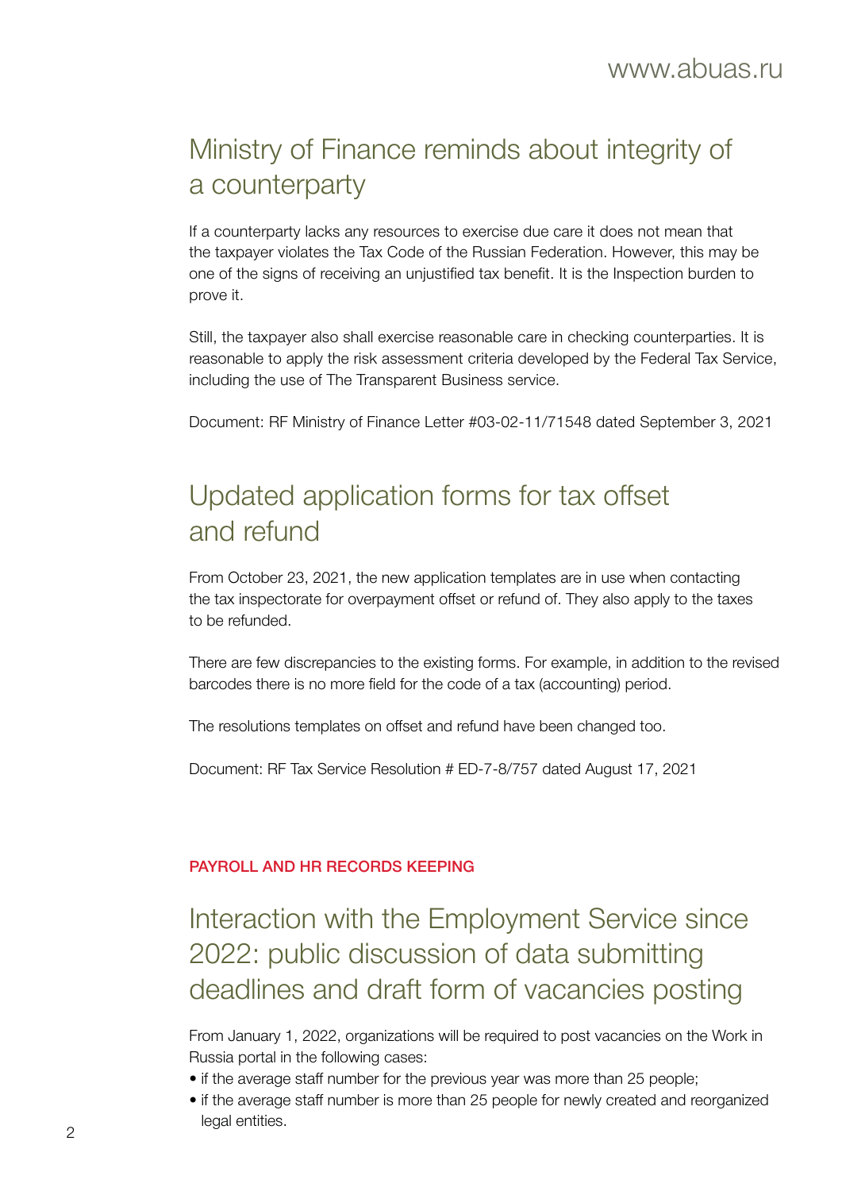## Ministry of Finance reminds about integrity of a counterparty

If a counterparty lacks any resources to exercise due care it does not mean that the taxpayer violates the Tax Code of the Russian Federation. However, this may be one of the signs of receiving an unjustified tax benefit. It is the Inspection burden to prove it.

Still, the taxpayer also shall exercise reasonable care in checking counterparties. It is reasonable to apply the risk assessment criteria developed by the Federal Tax Service, including the use of The Transparent Business service.

Document: RF Ministry of Finance Letter #03-02-11/71548 dated September 3, 2021

## Updated application forms for tax offset and refund

From October 23, 2021, the new application templates are in use when contacting the tax inspectorate for overpayment offset or refund of. They also apply to the taxes to be refunded.

There are few discrepancies to the existing forms. For example, in addition to the revised barcodes there is no more field for the code of a tax (accounting) period.

The resolutions templates on offset and refund have been changed too.

Document: RF Tax Service Resolution # ED-7-8/757 dated August 17, 2021

### PAYROLL AND HR RECORDS KEEPING

## Interaction with the Employment Service since 2022: public discussion of data submitting deadlines and draft form of vacancies posting

From January 1, 2022, organizations will be required to post vacancies on the Work in Russia portal in the following cases:

- if the average staff number for the previous year was more than 25 people;
- if the average staff number is more than 25 people for newly created and reorganized legal entities.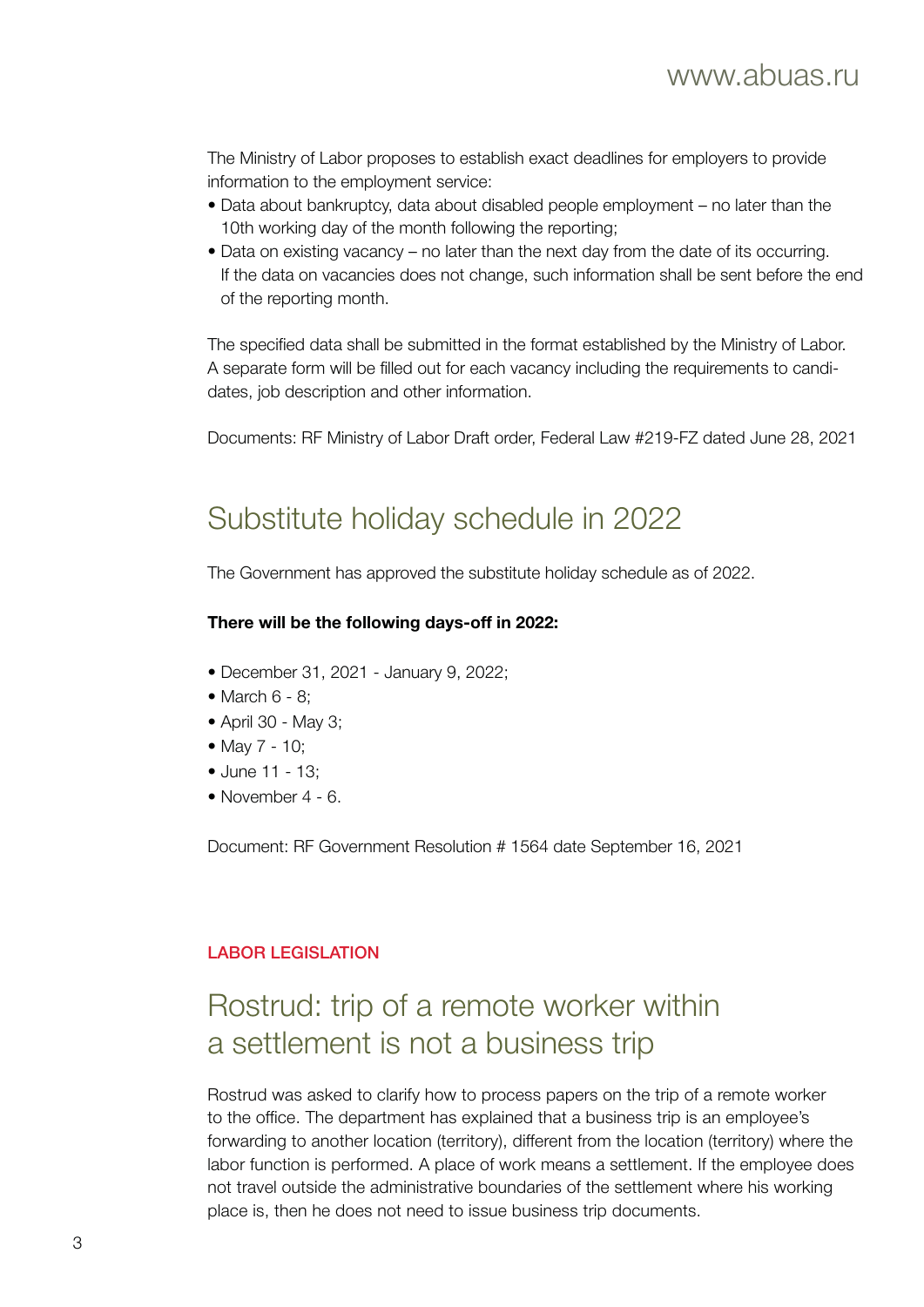The Ministry of Labor proposes to establish exact deadlines for employers to provide information to the employment service:

- Data about bankruptcy, data about disabled people employment – no later than the 10th working day of the month following the reporting;
- Data on existing vacancy – no later than the next day from the date of its occurring. If the data on vacancies does not change, such information shall be sent before the end of the reporting month.

The specified data shall be submitted in the format established by the Ministry of Labor. A separate form will be filled out for each vacancy including the requirements to candidates, job description and other information.

Documents: RF Ministry of Labor Draft order, Federal Law #219-FZ dated June 28, 2021

## Substitute holiday schedule in 2022

The Government has approved the substitute holiday schedule as of 2022.

**There will be the following days-off in 2022:**

- December 31, 2021 - January 9, 2022;
- March 6 - 8;
- April 30 - May 3;
- May 7 - 10;
- June 11 - 13;
- November 4 - 6.

Document: RF Government Resolution # 1564 date September 16, 2021

### LABOR LEGISLATION

## Rostrud: trip of a remote worker within a settlement is not a business trip

Rostrud was asked to clarify how to process papers on the trip of a remote worker to the office. The department has explained that a business trip is an employee's forwarding to another location (territory), different from the location (territory) where the labor function is performed. A place of work means a settlement. If the employee does not travel outside the administrative boundaries of the settlement where his working place is, then he does not need to issue business trip documents.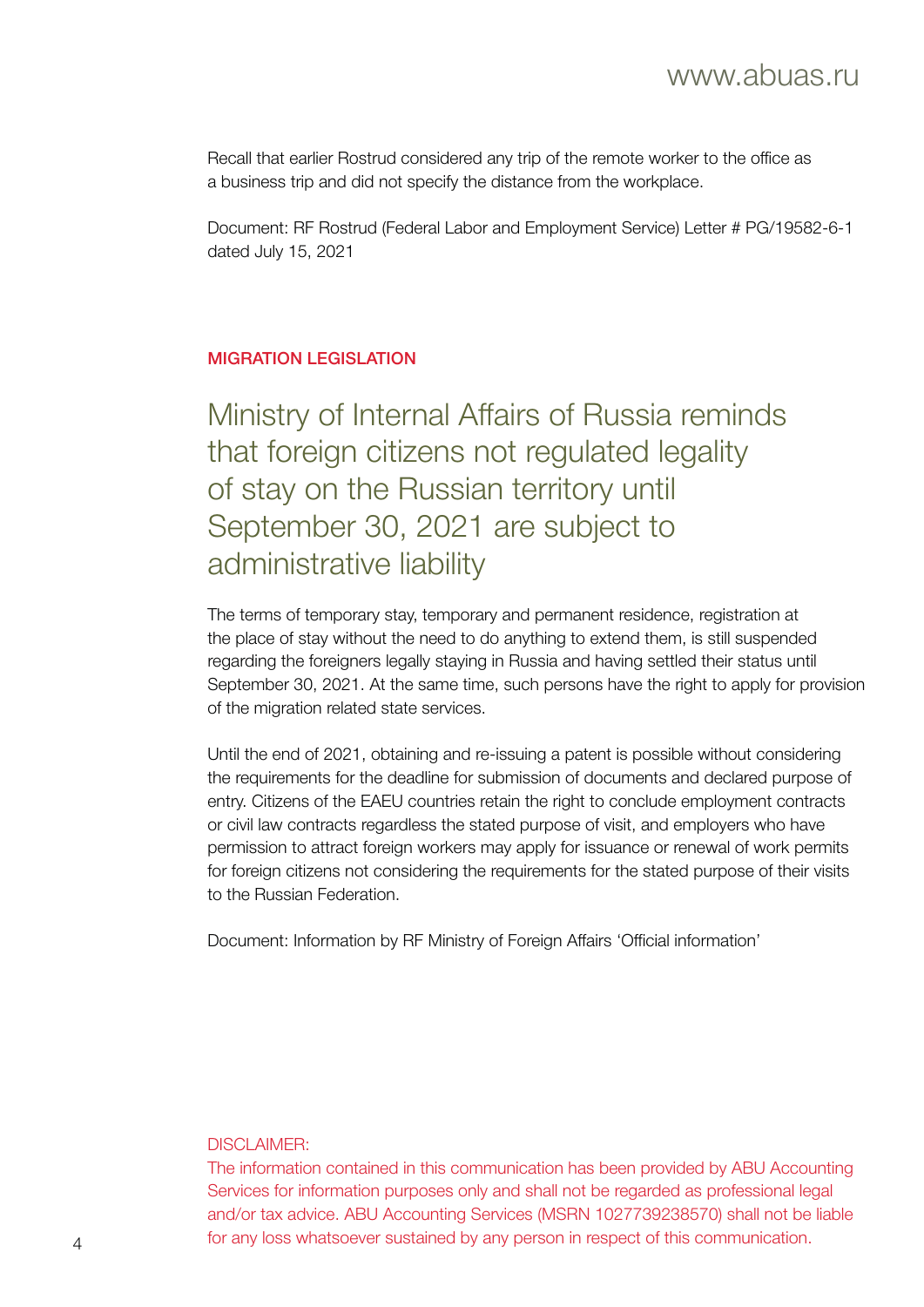Recall that earlier Rostrud considered any trip of the remote worker to the office as a business trip and did not specify the distance from the workplace.

Document: RF Rostrud (Federal Labor and Employment Service) Letter # PG/19582-6-1 dated July 15, 2021

## MIGRATION LEGISLATION

# Ministry of Internal Affairs of Russia reminds that foreign citizens not regulated legality of stay on the Russian territory until September 30, 2021 are subject to administrative liability

The terms of temporary stay, temporary and permanent residence, registration at the place of stay without the need to do anything to extend them, is still suspended regarding the foreigners legally staying in Russia and having settled their status until September 30, 2021. At the same time, such persons have the right to apply for provision of the migration related state services.

Until the end of 2021, obtaining and re-issuing a patent is possible without considering the requirements for the deadline for submission of documents and declared purpose of entry. Citizens of the EAEU countries retain the right to conclude employment contracts or civil law contracts regardless the stated purpose of visit, and employers who have permission to attract foreign workers may apply for issuance or renewal of work permits for foreign citizens not considering the requirements for the stated purpose of their visits to the Russian Federation.

Document: Information by RF Ministry of Foreign Affairs 'Official information'

DISCLAIMER:
The information contained in this communication has been provided by ABU Accounting Services for information purposes only and shall not be regarded as professional legal and/or tax advice. ABU Accounting Services (MSRN 1027739238570) shall not be liable for any loss whatsoever sustained by any person in respect of this communication.